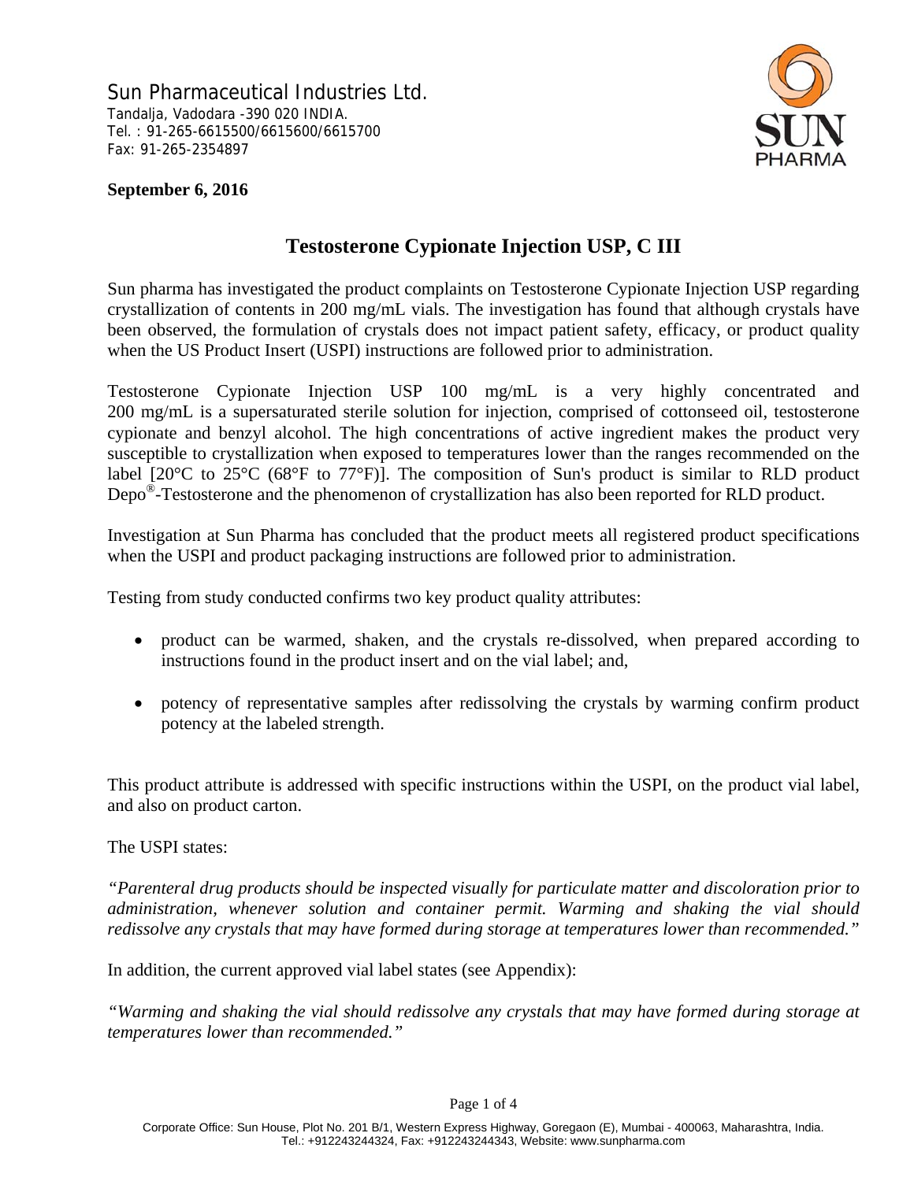Sun Pharmaceutical Industries Ltd.
Tandalja, Vadodara -390 020 INDIA.
Tel. : 91-265-6615500/6615600/6615700
Fax: 91-265-2354897

SUN PHARMA

**September 6, 2016**

# Testosterone Cypionate Injection USP, C III

Sun pharma has investigated the product complaints on Testosterone Cypionate Injection USP regarding crystallization of contents in 200 mg/mL vials. The investigation has found that although crystals have been observed, the formulation of crystals does not impact patient safety, efficacy, or product quality when the US Product Insert (USPI) instructions are followed prior to administration.

Testosterone Cypionate Injection USP 100 mg/mL is a very highly concentrated and 200 mg/mL is a supersaturated sterile solution for injection, comprised of cottonseed oil, testosterone cypionate and benzyl alcohol. The high concentrations of active ingredient makes the product very susceptible to crystallization when exposed to temperatures lower than the ranges recommended on the label [20°C to 25°C (68°F to 77°F)]. The composition of Sun's product is similar to RLD product Depo®-Testosterone and the phenomenon of crystallization has also been reported for RLD product.

Investigation at Sun Pharma has concluded that the product meets all registered product specifications when the USPI and product packaging instructions are followed prior to administration.

Testing from study conducted confirms two key product quality attributes:

- product can be warmed, shaken, and the crystals re-dissolved, when prepared according to instructions found in the product insert and on the vial label; and,
- potency of representative samples after redissolving the crystals by warming confirm product potency at the labeled strength.

This product attribute is addressed with specific instructions within the USPI, on the product vial label, and also on product carton.

The USPI states:

*"Parenteral drug products should be inspected visually for particulate matter and discoloration prior to administration, whenever solution and container permit. Warming and shaking the vial should redissolve any crystals that may have formed during storage at temperatures lower than recommended."*

In addition, the current approved vial label states (see Appendix):

*"Warming and shaking the vial should redissolve any crystals that may have formed during storage at temperatures lower than recommended."*

Corporate Office: Sun House, Plot No. 201 B/1, Western Express Highway, Goregaon (E), Mumbai - 400063, Maharashtra, India.
Tel.: +912243244324, Fax: +912243244343, Website: www.sunpharma.com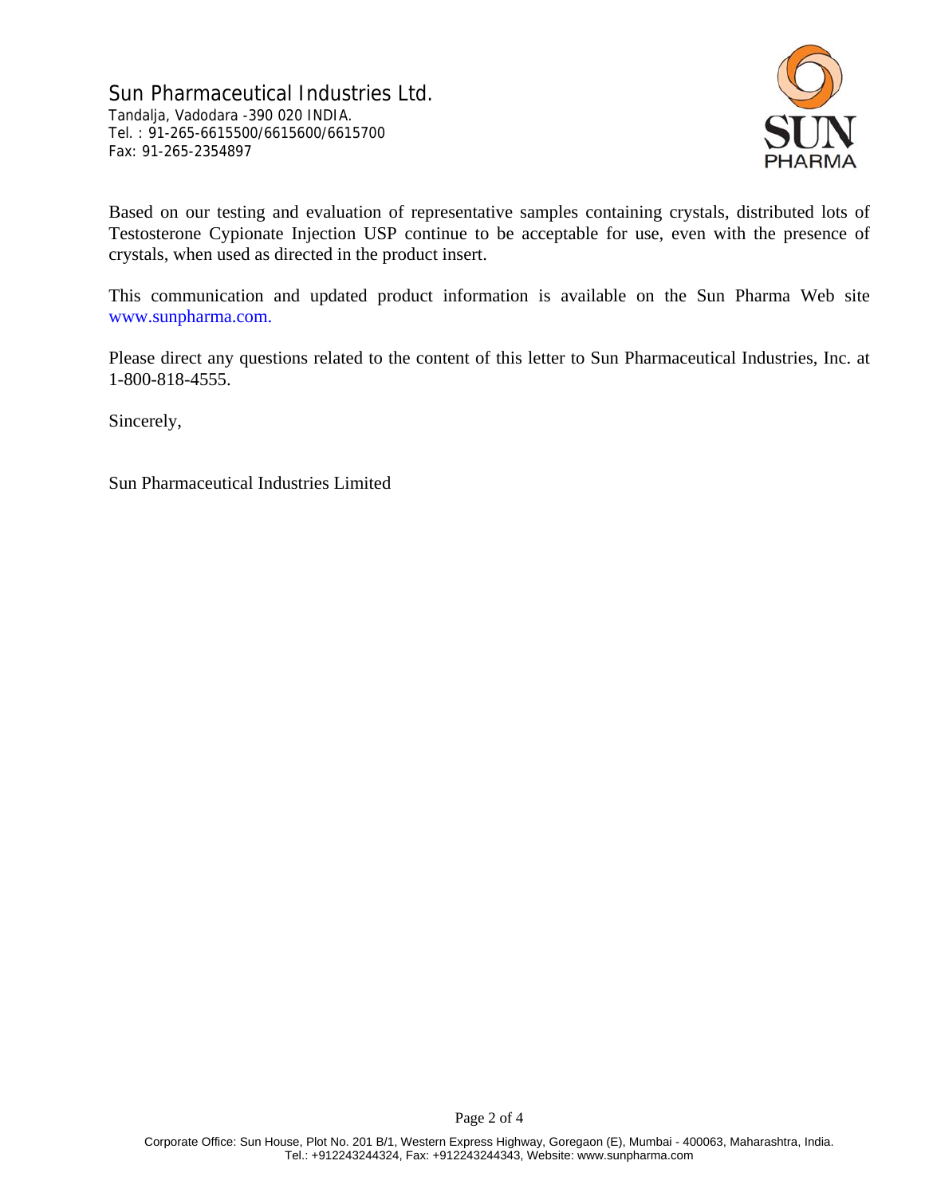Based on our testing and evaluation of representative samples containing crystals, distributed lots of Testosterone Cypionate Injection USP continue to be acceptable for use, even with the presence of crystals, when used as directed in the product insert.

This communication and updated product information is available on the Sun Pharma Web site www.sunpharma.com.

Please direct any questions related to the content of this letter to Sun Pharmaceutical Industries, Inc. at 1-800-818-4555.

Sincerely,

Sun Pharmaceutical Industries Limited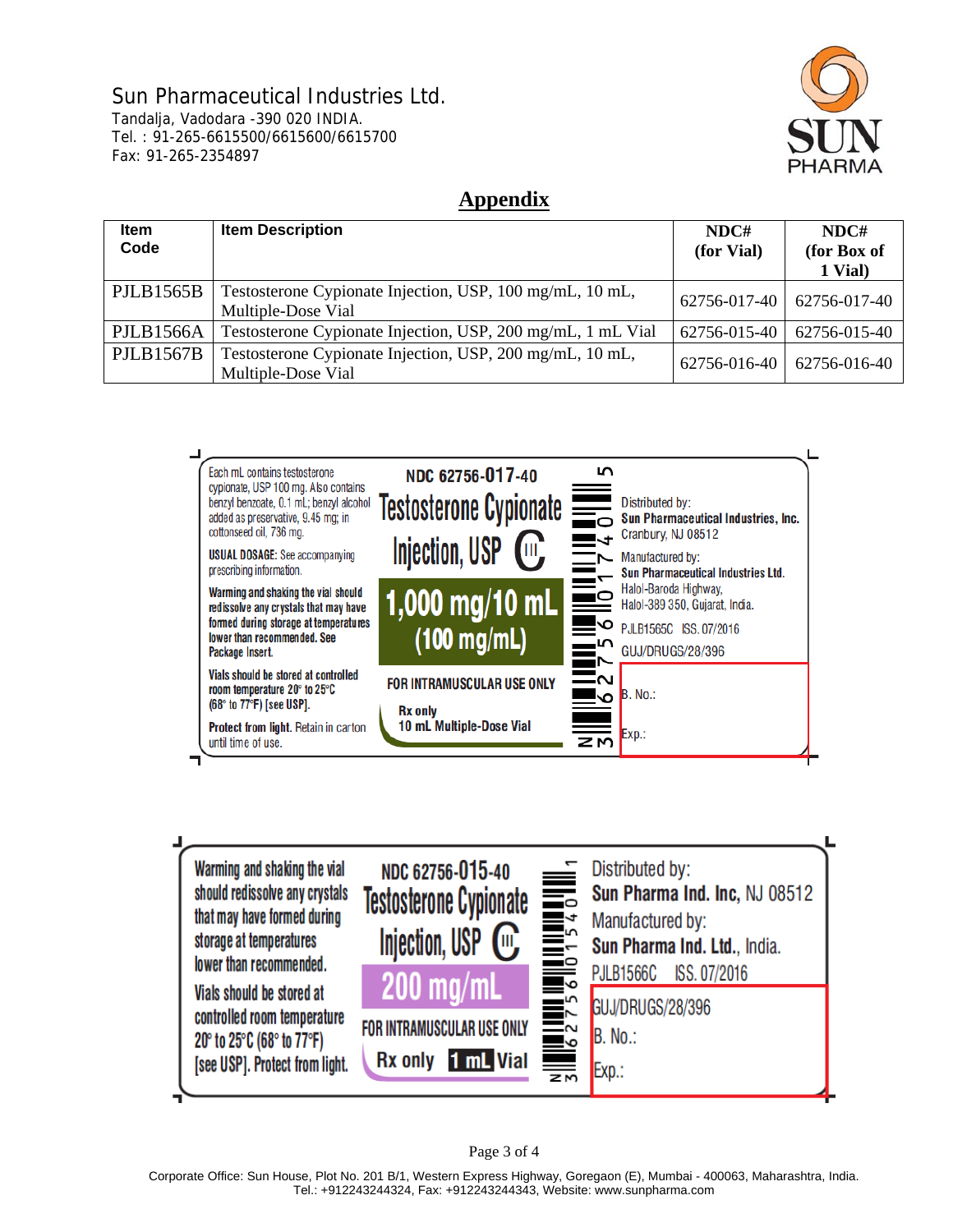Sun Pharmaceutical Industries Ltd.
Tandalja, Vadodara -390 020 INDIA.
Tel. : 91-265-6615500/6615600/6615700
Fax: 91-265-2354897

SUN PHARMA

## Appendix

| Item Code | Item Description | NDC# (for Vial) | NDC# (for Box of 1 Vial) |
|---|---|---|---|
| PJLB1565B | Testosterone Cypionate Injection, USP, 100 mg/mL, 10 mL, Multiple-Dose Vial | 62756-017-40 | 62756-017-40 |
| PJLB1566A | Testosterone Cypionate Injection, USP, 200 mg/mL, 1 mL Vial | 62756-015-40 | 62756-015-40 |
| PJLB1567B | Testosterone Cypionate Injection, USP, 200 mg/mL, 10 mL, Multiple-Dose Vial | 62756-016-40 | 62756-016-40 |

Each mL contains testosterone cypionate, USP 100 mg. Also contains benzyl benzoate, 0.1 mL; benzyl alcohol added as preservative, 9.45 mg; in cottonseed oil, 736 mg.

**USUAL DOSAGE:** See accompanying prescribing information.

**Warming and shaking the vial should redissolve any crystals that may have formed during storage at temperatures lower than recommended. See Package Insert.**

**Vials should be stored at controlled room temperature 20° to 25°C (68° to 77°F) [see USP].**

**Protect from light.** Retain in carton until time of use.

**NDC 62756-017-40**

**Testosterone Cypionate Injection, USP CIII**

**1,000 mg/10 mL (100 mg/mL)**

**FOR INTRAMUSCULAR USE ONLY**

**Rx only**

**10 mL Multiple-Dose Vial**

N 3 62756 01740 5

Distributed by:
**Sun Pharmaceutical Industries, Inc.**
Cranbury, NJ 08512

Manufactured by:
**Sun Pharmaceutical Industries Ltd.**
Halol-Baroda Highway,
Halol-389 350, Gujarat, India.

PJLB1565C ISS. 07/2016

GUJ/DRUGS/28/396

B. No.:

Exp.:

---

Warming and shaking the vial should redissolve any crystals that may have formed during storage at temperatures lower than recommended.

Vials should be stored at controlled room temperature 20° to 25°C (68° to 77°F) [see USP]. Protect from light.

**NDC 62756-015-40**

**Testosterone Cypionate Injection, USP CIII**

**200 mg/mL**

**FOR INTRAMUSCULAR USE ONLY**

**Rx only 1 mL Vial**

N 3 62756 01540 1

Distributed by:
**Sun Pharma Ind. Inc**, NJ 08512

Manufactured by:
**Sun Pharma Ind. Ltd.**, India.

PJLB1566C ISS. 07/2016

GUJ/DRUGS/28/396

B. No.:

Exp.:

Corporate Office: Sun House, Plot No. 201 B/1, Western Express Highway, Goregaon (E), Mumbai - 400063, Maharashtra, India.
Tel.: +912243244324, Fax: +912243244343, Website: www.sunpharma.com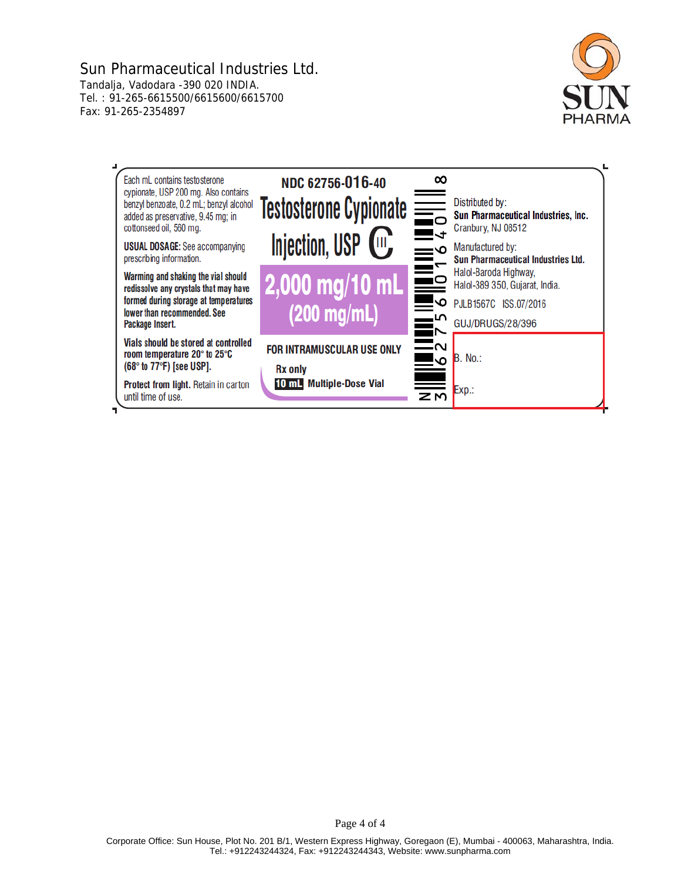Sun Pharmaceutical Industries Ltd.
Tandalja, Vadodara -390 020 INDIA.
Tel. : 91-265-6615500/6615600/6615700
Fax: 91-265-2354897

SUN PHARMA

Each mL contains testosterone cypionate, USP 200 mg. Also contains benzyl benzoate, 0.2 mL; benzyl alcohol added as preservative, 9.45 mg; in cottonseed oil, 560 mg.

**USUAL DOSAGE:** See accompanying prescribing information.

**Warming and shaking the vial should redissolve any crystals that may have formed during storage at temperatures lower than recommended. See Package Insert.**

**Vials should be stored at controlled room temperature 20° to 25°C (68° to 77°F) [see USP].**

**Protect from light.** Retain in carton until time of use.

**NDC 62756-016-40**

# Testosterone Cypionate Injection, USP CIII

**2,000 mg/10 mL (200 mg/mL)**

**FOR INTRAMUSCULAR USE ONLY**

**Rx only**

**10 mL Multiple-Dose Vial**

N 3 62756 01640 8

Distributed by:
**Sun Pharmaceutical Industries, Inc.**
Cranbury, NJ 08512

Manufactured by:
**Sun Pharmaceutical Industries Ltd.**
Halol-Baroda Highway,
Halol-389 350, Gujarat, India.

PJLB1567C ISS.07/2016

GUJ/DRUGS/28/396

B. No.:

Exp.:

Corporate Office: Sun House, Plot No. 201 B/1, Western Express Highway, Goregaon (E), Mumbai - 400063, Maharashtra, India.
Tel.: +912243244324, Fax: +912243244343, Website: www.sunpharma.com